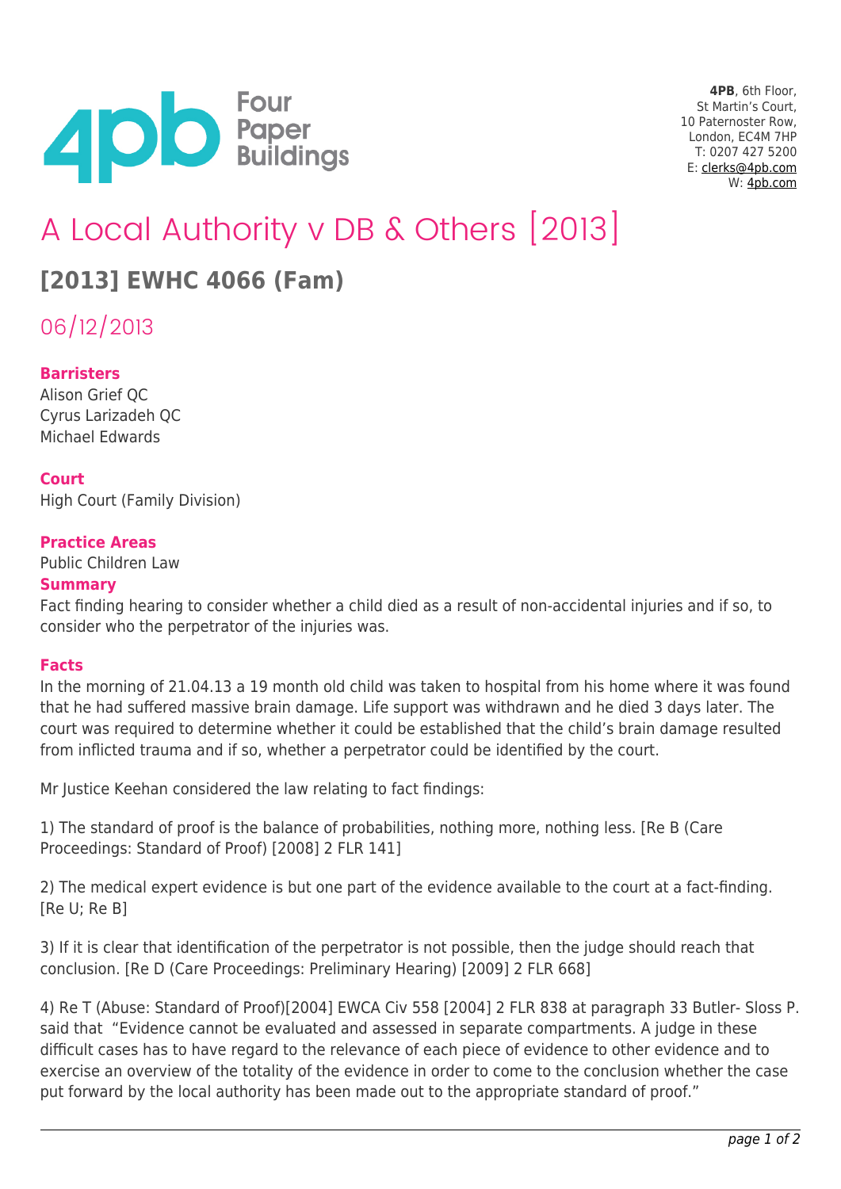4PB, 6th Floor,
St Martin's Court,
10 Paternoster Row,
London, EC4M 7HP
T: 0207 427 5200
E: clerks@4pb.com
W: 4pb.com

# A Local Authority v DB & Others [2013]

## [2013] EWHC 4066 (Fam)

06/12/2013

**Barristers**
Alison Grief QC
Cyrus Larizadeh QC
Michael Edwards

**Court**
High Court (Family Division)

**Practice Areas**
Public Children Law

**Summary**
Fact finding hearing to consider whether a child died as a result of non-accidental injuries and if so, to consider who the perpetrator of the injuries was.

**Facts**
In the morning of 21.04.13 a 19 month old child was taken to hospital from his home where it was found that he had suffered massive brain damage. Life support was withdrawn and he died 3 days later. The court was required to determine whether it could be established that the child's brain damage resulted from inflicted trauma and if so, whether a perpetrator could be identified by the court.

Mr Justice Keehan considered the law relating to fact findings:

1) The standard of proof is the balance of probabilities, nothing more, nothing less. [Re B (Care Proceedings: Standard of Proof) [2008] 2 FLR 141]

2) The medical expert evidence is but one part of the evidence available to the court at a fact-finding. [Re U; Re B]

3) If it is clear that identification of the perpetrator is not possible, then the judge should reach that conclusion. [Re D (Care Proceedings: Preliminary Hearing) [2009] 2 FLR 668]

4) Re T (Abuse: Standard of Proof)[2004] EWCA Civ 558 [2004] 2 FLR 838 at paragraph 33 Butler- Sloss P. said that "Evidence cannot be evaluated and assessed in separate compartments. A judge in these difficult cases has to have regard to the relevance of each piece of evidence to other evidence and to exercise an overview of the totality of the evidence in order to come to the conclusion whether the case put forward by the local authority has been made out to the appropriate standard of proof."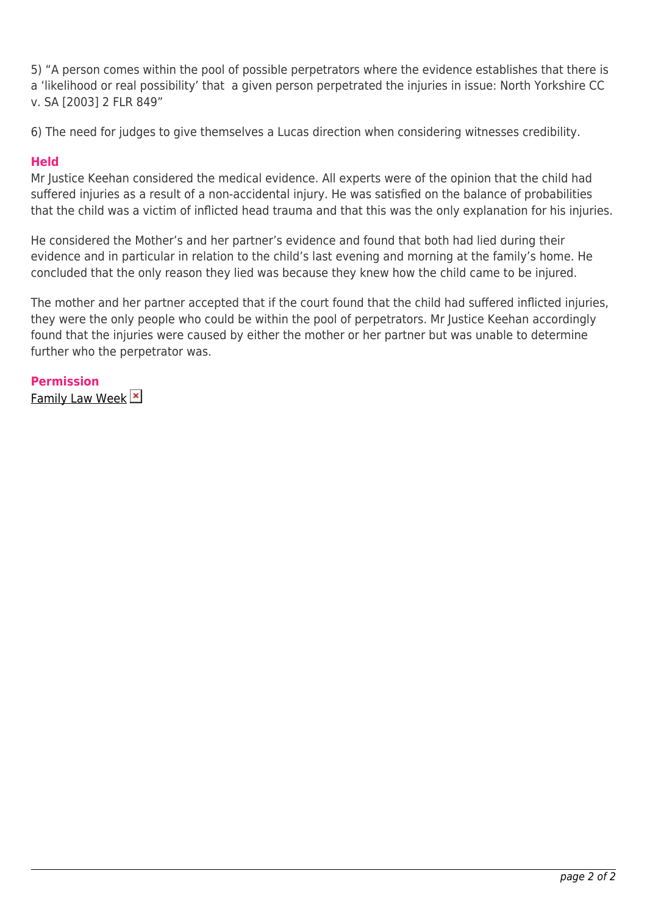5) "A person comes within the pool of possible perpetrators where the evidence establishes that there is a 'likelihood or real possibility' that a given person perpetrated the injuries in issue: North Yorkshire CC v. SA [2003] 2 FLR 849"

6) The need for judges to give themselves a Lucas direction when considering witnesses credibility.

### Held

Mr Justice Keehan considered the medical evidence. All experts were of the opinion that the child had suffered injuries as a result of a non-accidental injury. He was satisfied on the balance of probabilities that the child was a victim of inflicted head trauma and that this was the only explanation for his injuries.

He considered the Mother's and her partner's evidence and found that both had lied during their evidence and in particular in relation to the child's last evening and morning at the family's home. He concluded that the only reason they lied was because they knew how the child came to be injured.

The mother and her partner accepted that if the court found that the child had suffered inflicted injuries, they were the only people who could be within the pool of perpetrators. Mr Justice Keehan accordingly found that the injuries were caused by either the mother or her partner but was unable to determine further who the perpetrator was.

### Permission

Family Law Week